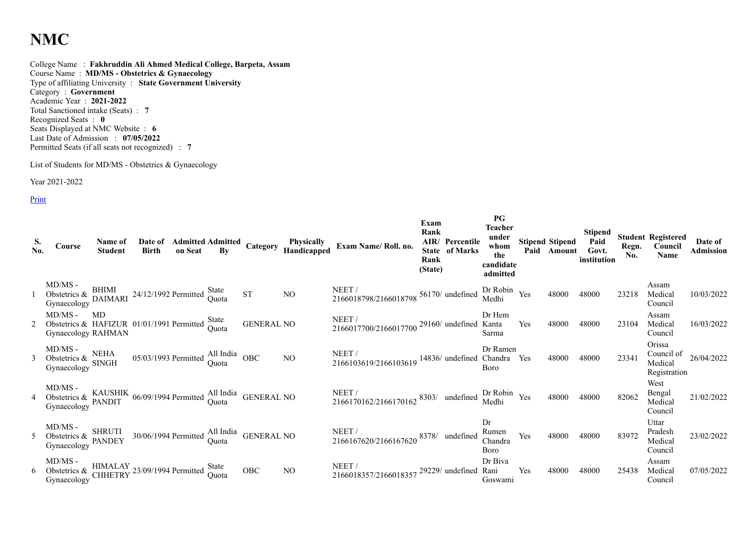# NMC

College Name : **Fakhruddin Ali Ahmed Medical College, Barpeta, Assam**
Course Name : **MD/MS - Obstetrics & Gynaecology**
Type of affiliating University : **State Government University**
Category : **Government**
Academic Year : **2021-2022**
Total Sanctioned intake (Seats) : **7**
Recognized Seats : **0**
Seats Displayed at NMC Website : **6**
Last Date of Admission : **07/05/2022**
Permitted Seats (if all seats not recognized) : **7**

List of Students for MD/MS - Obstetrics & Gynaecology

Year 2021-2022

Print

| S. No. | Course | Name of Student | Date of Birth | Admitted on Seat | Admitted By | Category | Physically Handicapped | Exam Name/ Roll. no. | Exam Rank AIR/ State Rank (State) | Percentile of Marks | PG Teacher under whom the candidate admitted | Stipend Paid | Stipend Amount | Stipend Paid Govt. institution | Student Regn. No. | Registered Council Name | Date of Admission |
|---|---|---|---|---|---|---|---|---|---|---|---|---|---|---|---|---|---|
| 1 | MD/MS - Obstetrics & Gynaecology | BHIMI DAIMARI | 24/12/1992 | Permitted | State Quota | ST | NO | NEET / 2166018798/2166018798 | 56170/ | undefined | Dr Robin Medhi | Yes | 48000 | 48000 | 23218 | Assam Medical Council | 10/03/2022 |
| 2 | MD/MS - Obstetrics & Gynaecology | MD HAFIZUR RAHMAN | 01/01/1991 | Permitted | State Quota | GENERAL | NO | NEET / 2166017700/2166017700 | 29160/ | undefined | Dr Hem Kanta Sarma | Yes | 48000 | 48000 | 23104 | Assam Medical Council | 16/03/2022 |
| 3 | MD/MS - Obstetrics & Gynaecology | NEHA SINGH | 05/03/1993 | Permitted | All India Quota | OBC | NO | NEET / 2166103619/2166103619 | 14836/ | undefined | Dr Ramen Chandra Boro | Yes | 48000 | 48000 | 23341 | Orissa Council of Medical Registration | 26/04/2022 |
| 4 | MD/MS - Obstetrics & Gynaecology | KAUSHIK PANDIT | 06/09/1994 | Permitted | All India Quota | GENERAL | NO | NEET / 2166170162/2166170162 | 8303/ | undefined | Dr Robin Medhi | Yes | 48000 | 48000 | 82062 | West Bengal Medical Council | 21/02/2022 |
| 5 | MD/MS - Obstetrics & Gynaecology | SHRUTI PANDEY | 30/06/1994 | Permitted | All India Quota | GENERAL | NO | NEET / 2166167620/2166167620 | 8378/ | undefined | Dr Rumen Chandra Boro | Yes | 48000 | 48000 | 83972 | Uttar Pradesh Medical Council | 23/02/2022 |
| 6 | MD/MS - Obstetrics & Gynaecology | HIMALAY CHHETRY | 23/09/1994 | Permitted | State Quota | OBC | NO | NEET / 2166018357/2166018357 | 29229/ | undefined | Dr Biva Rani Goswami | Yes | 48000 | 48000 | 25438 | Assam Medical Council | 07/05/2022 |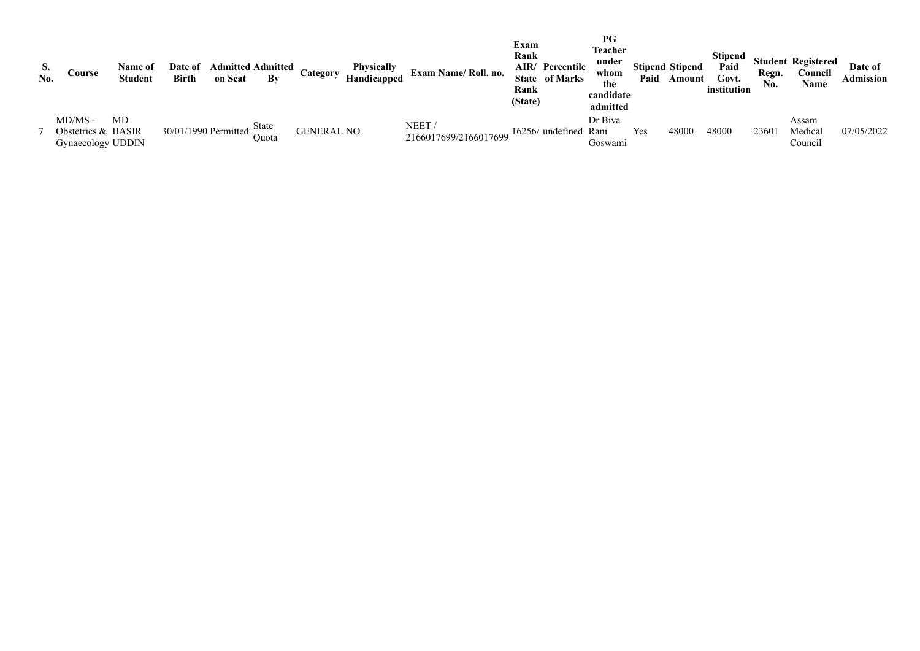| S. No. | Course | Name of Student | Date of Birth | Admitted on Seat | Admitted By | Category | Physically Handicapped | Exam Name/ Roll. no. | Exam Rank AIR/ State Rank (State) | Percentile of Marks | PG Teacher under whom the candidate admitted | Stipend Paid | Stipend Amount | Stipend Paid Govt. institution | Student Regn. No. | Registered Council Name | Date of Admission |
|---|---|---|---|---|---|---|---|---|---|---|---|---|---|---|---|---|---|
| 7 | MD/MS - Obstetrics & Gynaecology | MD BASIR UDDIN | 30/01/1990 | Permitted | State Quota | GENERAL | NO | NEET / 2166017699/2166017699 | 16256/ | undefined | Dr Biva Rani Goswami | Yes | 48000 | 48000 | 23601 | Assam Medical Council | 07/05/2022 |